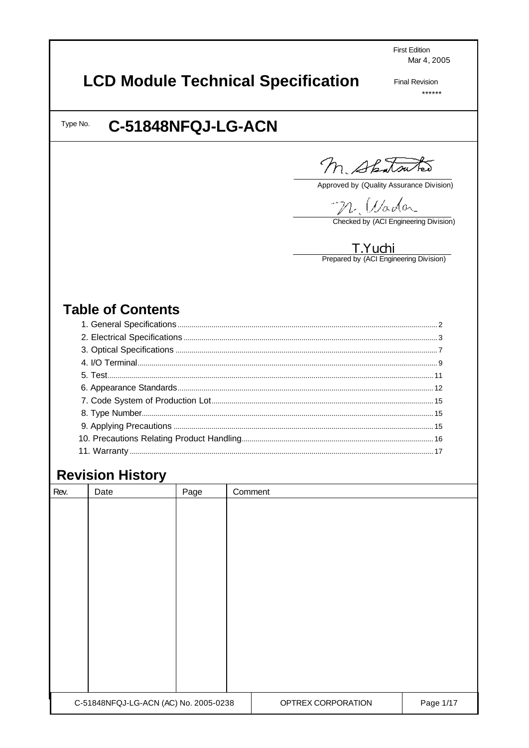First Edition
Mar 4, 2005

# LCD Module Technical Specification

Final Revision
******

Type No. **C-51848NFQJ-LG-ACN**

M. Shibata (signature)
Approved by (Quality Assurance Division)

N. Wada (signature)
Checked by (ACI Engineering Division)

T.Yuchi
Prepared by (ACI Engineering Division)

## Table of Contents

1. General Specifications ........ 2
2. Electrical Specifications ........ 3
3. Optical Specifications ........ 7
4. I/O Terminal ........ 9
5. Test ........ 11
6. Appearance Standards ........ 12
7. Code System of Production Lot ........ 15
8. Type Number ........ 15
9. Applying Precautions ........ 15
10. Precautions Relating Product Handling ........ 16
11. Warranty ........ 17

## Revision History

| Rev. | Date | Page | Comment |
|---|---|---|---|
| | | | |

C-51848NFQJ-LG-ACN (AC) No. 2005-0238 | OPTREX CORPORATION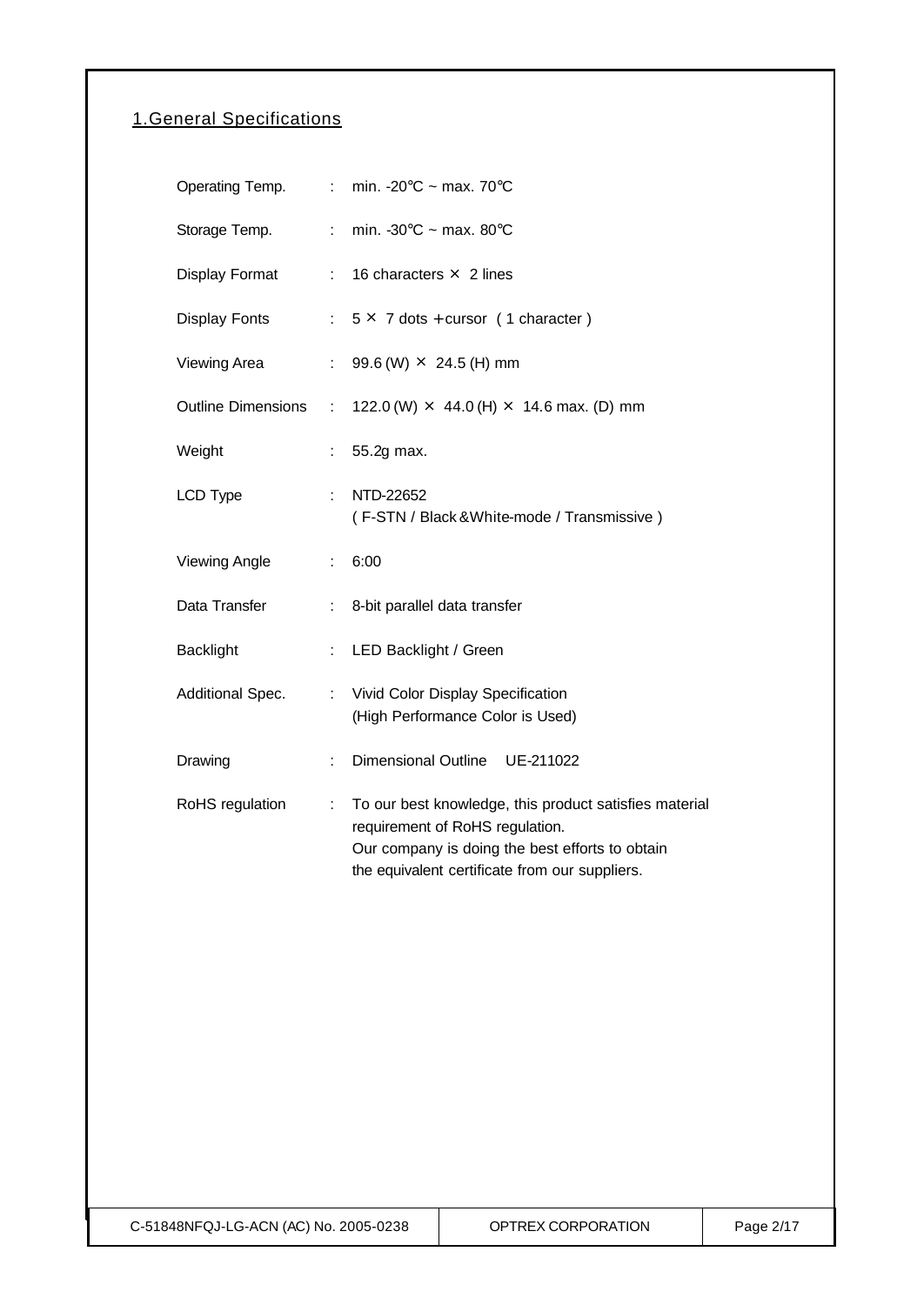## 1.General Specifications

| | | |
|---|---|---|
| Operating Temp. | : | min. -20℃ ~ max. 70℃ |
| Storage Temp. | : | min. -30℃ ~ max. 80℃ |
| Display Format | : | 16 characters × 2 lines |
| Display Fonts | : | 5 × 7 dots + cursor ( 1 character ) |
| Viewing Area | : | 99.6 (W) × 24.5 (H) mm |
| Outline Dimensions | : | 122.0 (W) × 44.0 (H) × 14.6 max. (D) mm |
| Weight | : | 55.2g max. |
| LCD Type | : | NTD-22652<br>( F-STN / Black &White-mode / Transmissive ) |
| Viewing Angle | : | 6:00 |
| Data Transfer | : | 8-bit parallel data transfer |
| Backlight | : | LED Backlight / Green |
| Additional Spec. | : | Vivid Color Display Specification<br>(High Performance Color is Used) |
| Drawing | : | Dimensional Outline UE-211022 |
| RoHS regulation | : | To our best knowledge, this product satisfies material requirement of RoHS regulation.<br>Our company is doing the best efforts to obtain the equivalent certificate from our suppliers. |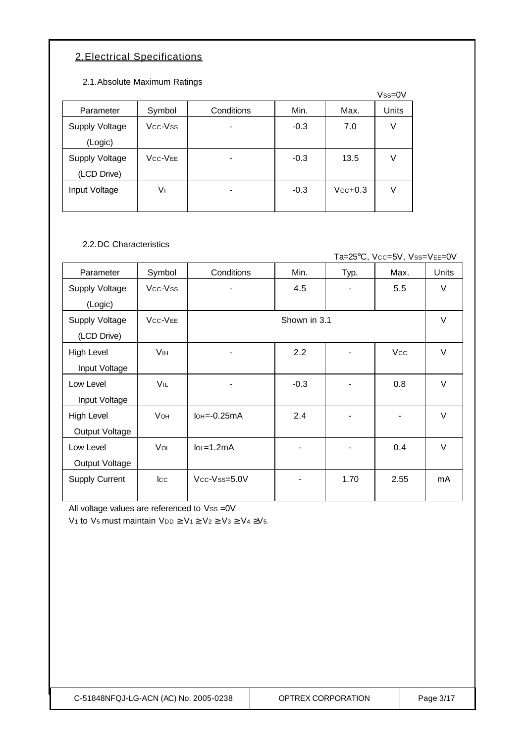## 2.Electrical Specifications

### 2.1.Absolute Maximum Ratings

$V_{SS}$=0V

| Parameter | Symbol | Conditions | Min. | Max. | Units |
|---|---|---|---|---|---|
| Supply Voltage (Logic) | $V_{CC}$-$V_{SS}$ | - | -0.3 | 7.0 | V |
| Supply Voltage (LCD Drive) | $V_{CC}$-$V_{EE}$ | - | -0.3 | 13.5 | V |
| Input Voltage | $V_I$ | - | -0.3 | $V_{CC}$+0.3 | V |

### 2.2.DC Characteristics

Ta=25℃, $V_{CC}$=5V, $V_{SS}$=$V_{EE}$=0V

| Parameter | Symbol | Conditions | Min. | Typ. | Max. | Units |
|---|---|---|---|---|---|---|
| Supply Voltage (Logic) | $V_{CC}$-$V_{SS}$ | - | 4.5 | - | 5.5 | V |
| Supply Voltage (LCD Drive) | $V_{CC}$-$V_{EE}$ | Shown in 3.1 | | | | V |
| High Level Input Voltage | $V_{IH}$ | - | 2.2 | - | $V_{CC}$ | V |
| Low Level Input Voltage | $V_{IL}$ | - | -0.3 | - | 0.8 | V |
| High Level Output Voltage | $V_{OH}$ | $I_{OH}$=-0.25mA | 2.4 | - | - | V |
| Low Level Output Voltage | $V_{OL}$ | $I_{OL}$=1.2mA | - | - | 0.4 | V |
| Supply Current | $I_{CC}$ | $V_{CC}$-$V_{SS}$=5.0V | - | 1.70 | 2.55 | mA |

All voltage values are referenced to $V_{SS}$ =0V

$V_1$ to $V_5$ must maintain $V_{DD} \geq V_1 \geq V_2 \geq V_3 \geq V_4 \geq V_5$.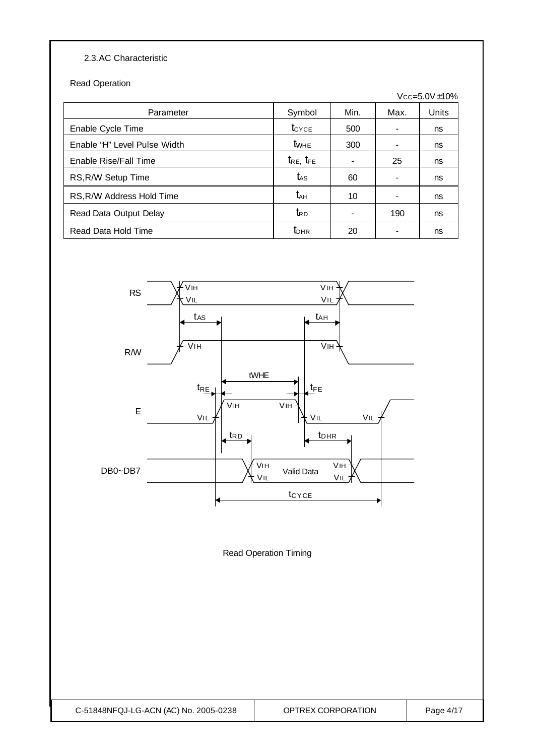## 2.3. AC Characteristic

Read Operation

$V_{CC}$=5.0V±10%

| Parameter | Symbol | Min. | Max. | Units |
|---|---|---|---|---|
| Enable Cycle Time | $t_{CYCE}$ | 500 | - | ns |
| Enable "H" Level Pulse Width | $t_{WHE}$ | 300 | - | ns |
| Enable Rise/Fall Time | $t_{RE}$, $t_{FE}$ | - | 25 | ns |
| RS,R/W Setup Time | $t_{AS}$ | 60 | - | ns |
| RS,R/W Address Hold Time | $t_{AH}$ | 10 | - | ns |
| Read Data Output Delay | $t_{RD}$ | - | 190 | ns |
| Read Data Hold Time | $t_{DHR}$ | 20 | - | ns |

Read Operation Timing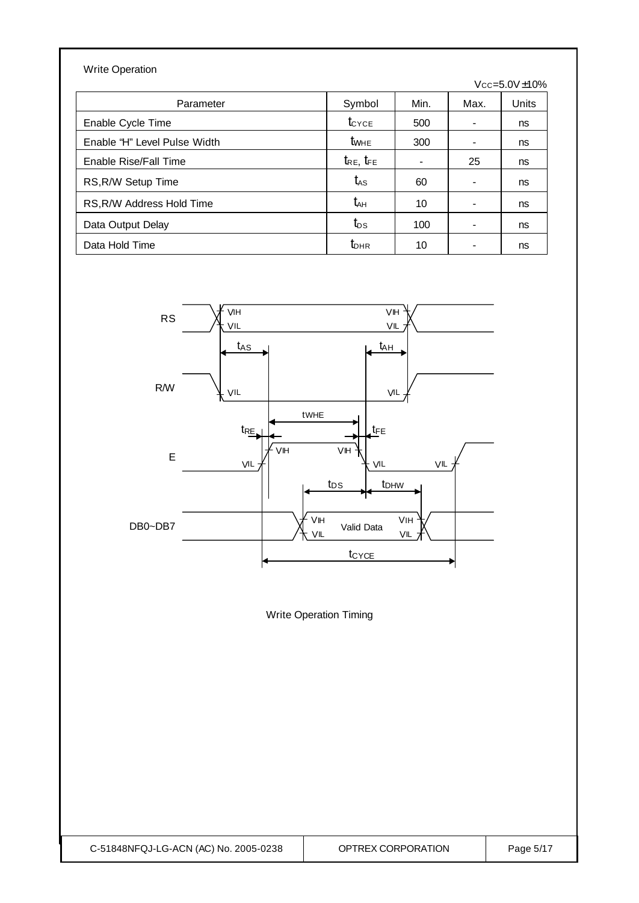Write Operation

$V_{CC}$=5.0V±10%

| Parameter | Symbol | Min. | Max. | Units |
|---|---|---|---|---|
| Enable Cycle Time | $t_{CYCE}$ | 500 | - | ns |
| Enable "H" Level Pulse Width | $t_{WHE}$ | 300 | - | ns |
| Enable Rise/Fall Time | $t_{RE}$, $t_{FE}$ | - | 25 | ns |
| RS,R/W Setup Time | $t_{AS}$ | 60 | - | ns |
| RS,R/W Address Hold Time | $t_{AH}$ | 10 | - | ns |
| Data Output Delay | $t_{DS}$ | 100 | - | ns |
| Data Hold Time | $t_{DHR}$ | 10 | - | ns |

Write Operation Timing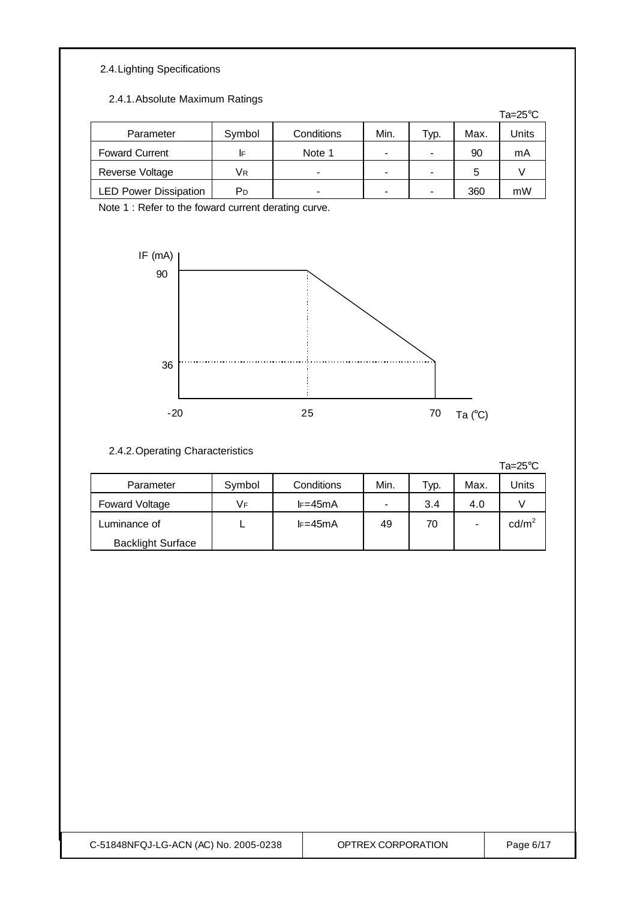## 2.4. Lighting Specifications

### 2.4.1. Absolute Maximum Ratings

Ta=25°C

| Parameter | Symbol | Conditions | Min. | Typ. | Max. | Units |
|---|---|---|---|---|---|---|
| Foward Current | $I_F$ | Note 1 | - | - | 90 | mA |
| Reverse Voltage | $V_R$ | - | - | - | 5 | V |
| LED Power Dissipation | $P_D$ | - | - | - | 360 | mW |

Note 1 : Refer to the foward current derating curve.

IF (mA)
90
36
-20 25 70 Ta (°C)

### 2.4.2. Operating Characteristics

Ta=25°C

| Parameter | Symbol | Conditions | Min. | Typ. | Max. | Units |
|---|---|---|---|---|---|---|
| Foward Voltage | $V_F$ | $I_F$=45mA | - | 3.4 | 4.0 | V |
| Luminance of Backlight Surface | L | $I_F$=45mA | 49 | 70 | - | $cd/m^2$ |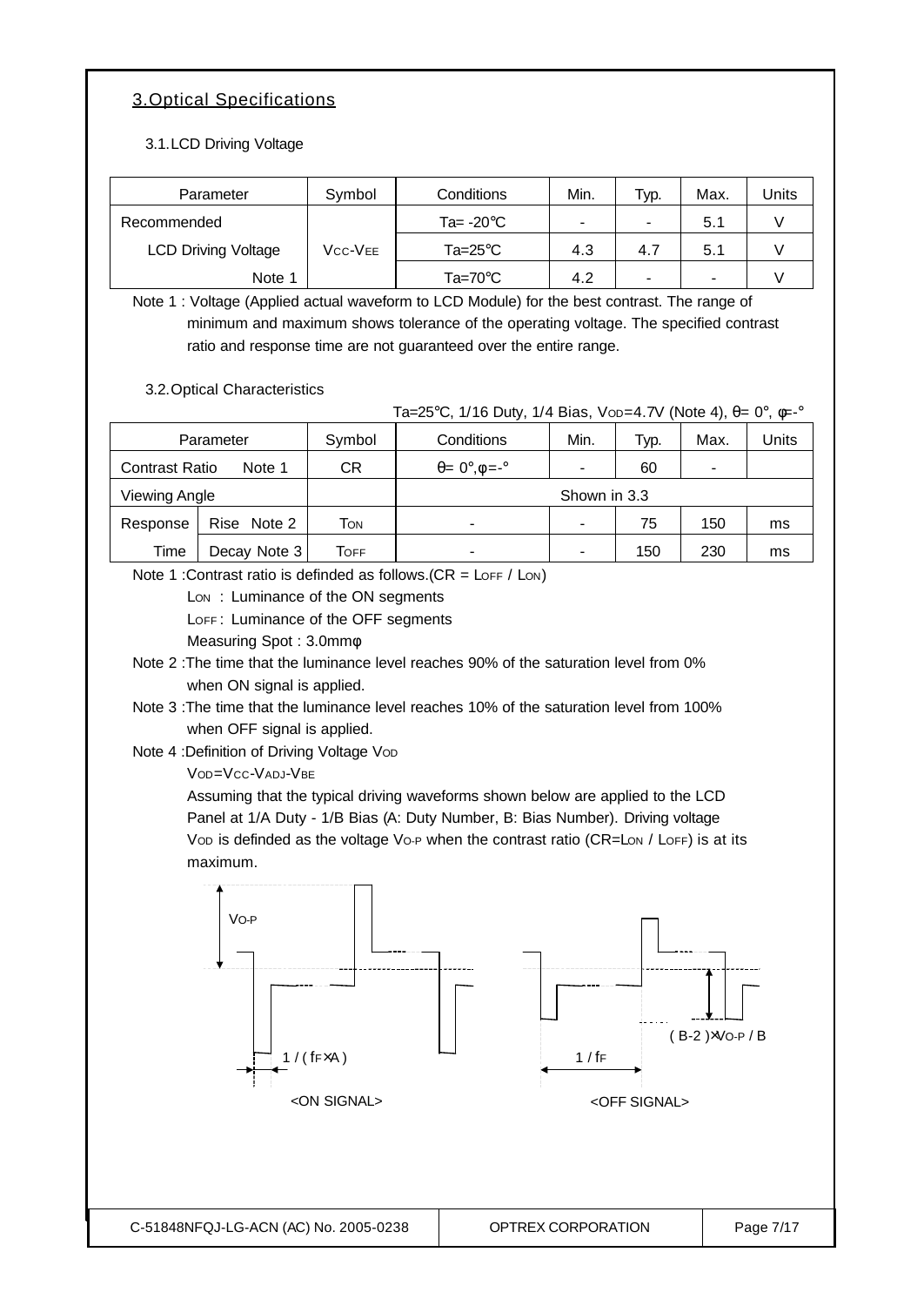## 3. Optical Specifications

### 3.1. LCD Driving Voltage

| Parameter | Symbol | Conditions | Min. | Typ. | Max. | Units |
|---|---|---|---|---|---|---|
| Recommended | | Ta= -20℃ | - | - | 5.1 | V |
| LCD Driving Voltage | $V_{CC}$-$V_{EE}$ | Ta=25℃ | 4.3 | 4.7 | 5.1 | V |
| Note 1 | | Ta=70℃ | 4.2 | - | - | V |

Note 1 : Voltage (Applied actual waveform to LCD Module) for the best contrast. The range of minimum and maximum shows tolerance of the operating voltage. The specified contrast ratio and response time are not guaranteed over the entire range.

### 3.2. Optical Characteristics

Ta=25℃, 1/16 Duty, 1/4 Bias, $V_{OD}$=4.7V (Note 4), θ= 0°, φ=-°

| Parameter | | Symbol | Conditions | Min. | Typ. | Max. | Units |
|---|---|---|---|---|---|---|---|
| Contrast Ratio | Note 1 | CR | θ= 0°,φ=-° | - | 60 | - | |
| Viewing Angle | | | Shown in 3.3 | | | | |
| Response | Rise Note 2 | $T_{ON}$ | - | - | 75 | 150 | ms |
| Time | Decay Note 3 | $T_{OFF}$ | - | - | 150 | 230 | ms |

Note 1 :Contrast ratio is definded as follows.(CR = $L_{OFF}$ / $L_{ON}$)

$L_{ON}$ : Luminance of the ON segments

$L_{OFF}$ : Luminance of the OFF segments

Measuring Spot : 3.0mmφ

Note 2 :The time that the luminance level reaches 90% of the saturation level from 0% when ON signal is applied.

Note 3 :The time that the luminance level reaches 10% of the saturation level from 100% when OFF signal is applied.

Note 4 :Definition of Driving Voltage $V_{OD}$

$V_{OD}=V_{CC}-V_{ADJ}-V_{BE}$

Assuming that the typical driving waveforms shown below are applied to the LCD Panel at 1/A Duty - 1/B Bias (A: Duty Number, B: Bias Number). Driving voltage $V_{OD}$ is definded as the voltage $V_{O-P}$ when the contrast ratio (CR=$L_{ON}$ / $L_{OFF}$) is at its maximum.

$V_{O-P}$

1 / ( $f_F$×A )

<ON SIGNAL>

( B-2 )×$V_{O-P}$ / B

1 / $f_F$

<OFF SIGNAL>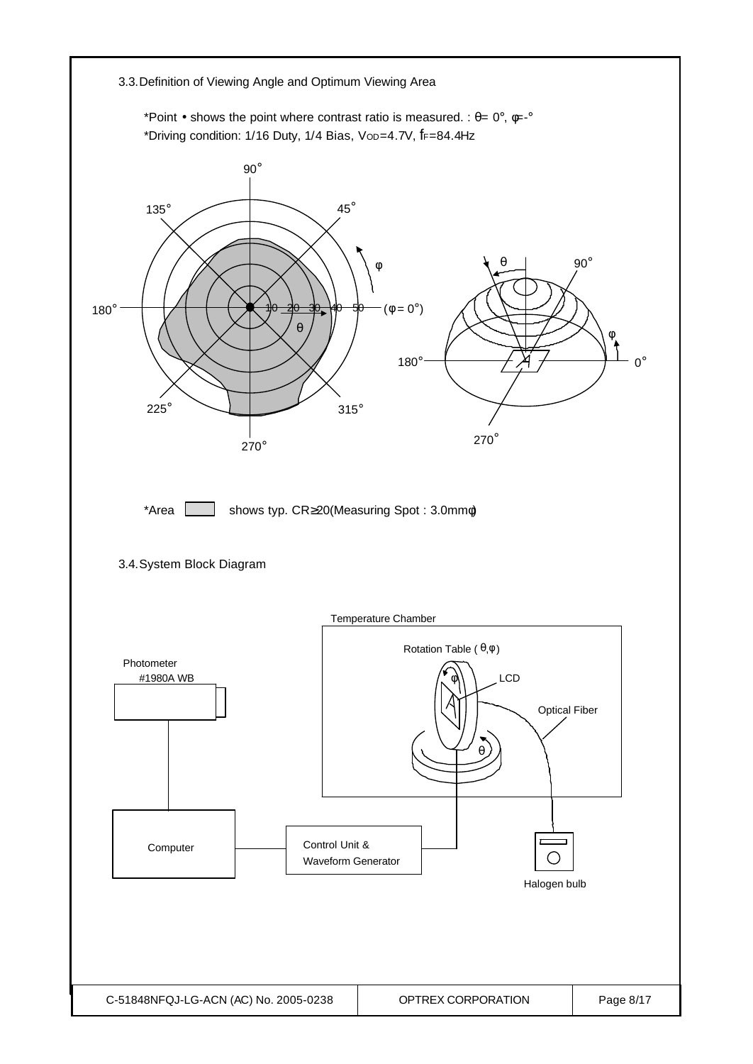3.3. Definition of Viewing Angle and Optimum Viewing Area

*Point • shows the point where contrast ratio is measured. : $\theta$= 0°, $\phi$=-°

*Driving condition: 1/16 Duty, 1/4 Bias, $V_{OD}$=4.7V, $f_F$=84.4Hz

*Area shows typ. CR≧20(Measuring Spot : 3.0mmφ)

3.4. System Block Diagram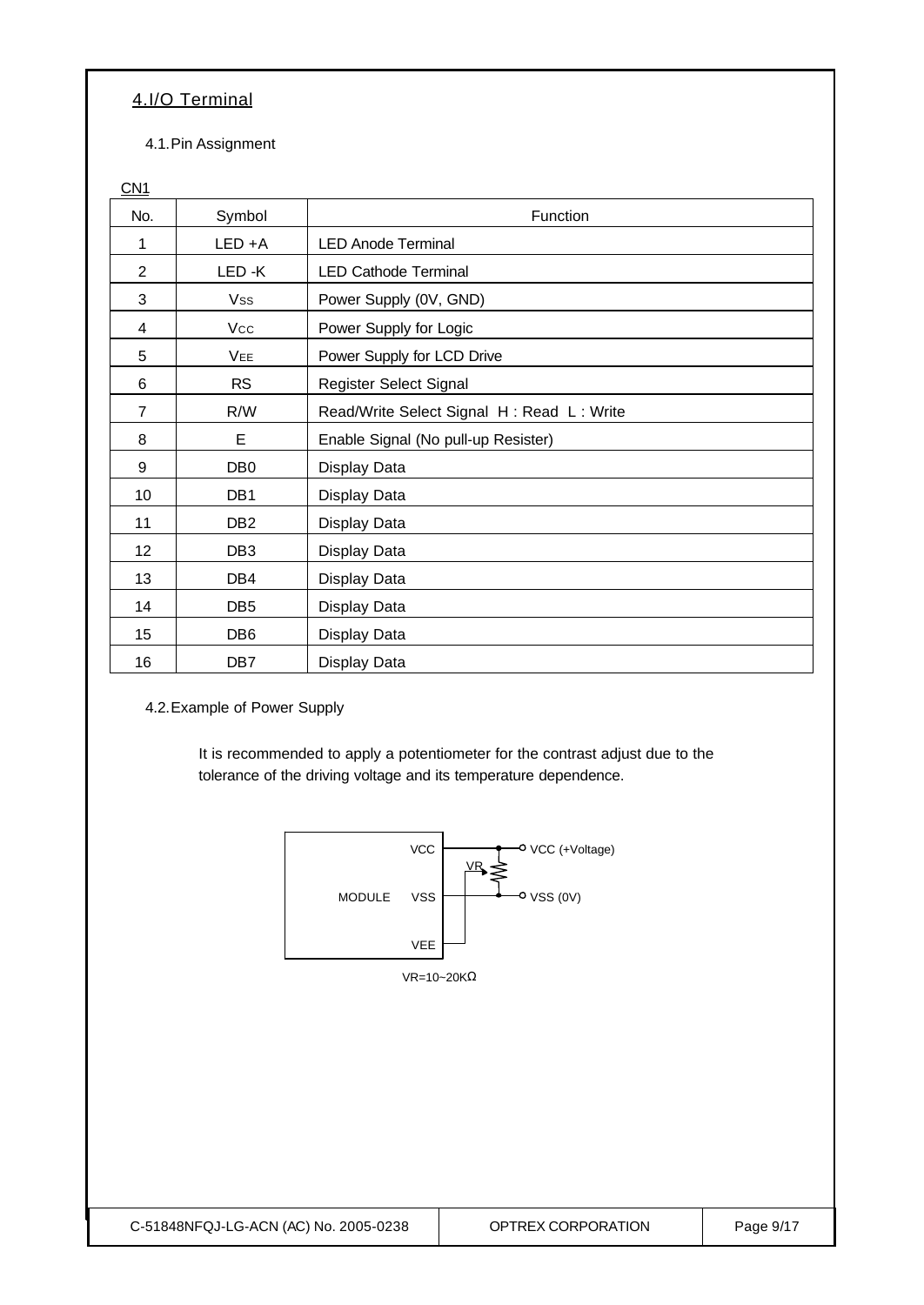## 4.I/O Terminal

### 4.1.Pin Assignment

CN1

| No. | Symbol | Function |
|---|---|---|
| 1 | LED +A | LED Anode Terminal |
| 2 | LED -K | LED Cathode Terminal |
| 3 | $V_{SS}$ | Power Supply (0V, GND) |
| 4 | $V_{CC}$ | Power Supply for Logic |
| 5 | $V_{EE}$ | Power Supply for LCD Drive |
| 6 | RS | Register Select Signal |
| 7 | R/W | Read/Write Select Signal H : Read L : Write |
| 8 | E | Enable Signal (No pull-up Resister) |
| 9 | DB0 | Display Data |
| 10 | DB1 | Display Data |
| 11 | DB2 | Display Data |
| 12 | DB3 | Display Data |
| 13 | DB4 | Display Data |
| 14 | DB5 | Display Data |
| 15 | DB6 | Display Data |
| 16 | DB7 | Display Data |

### 4.2.Example of Power Supply

It is recommended to apply a potentiometer for the contrast adjust due to the tolerance of the driving voltage and its temperature dependence.

MODULE: VCC, VSS, VEE — VR — VCC (+Voltage), VSS (0V)

VR=10~20KΩ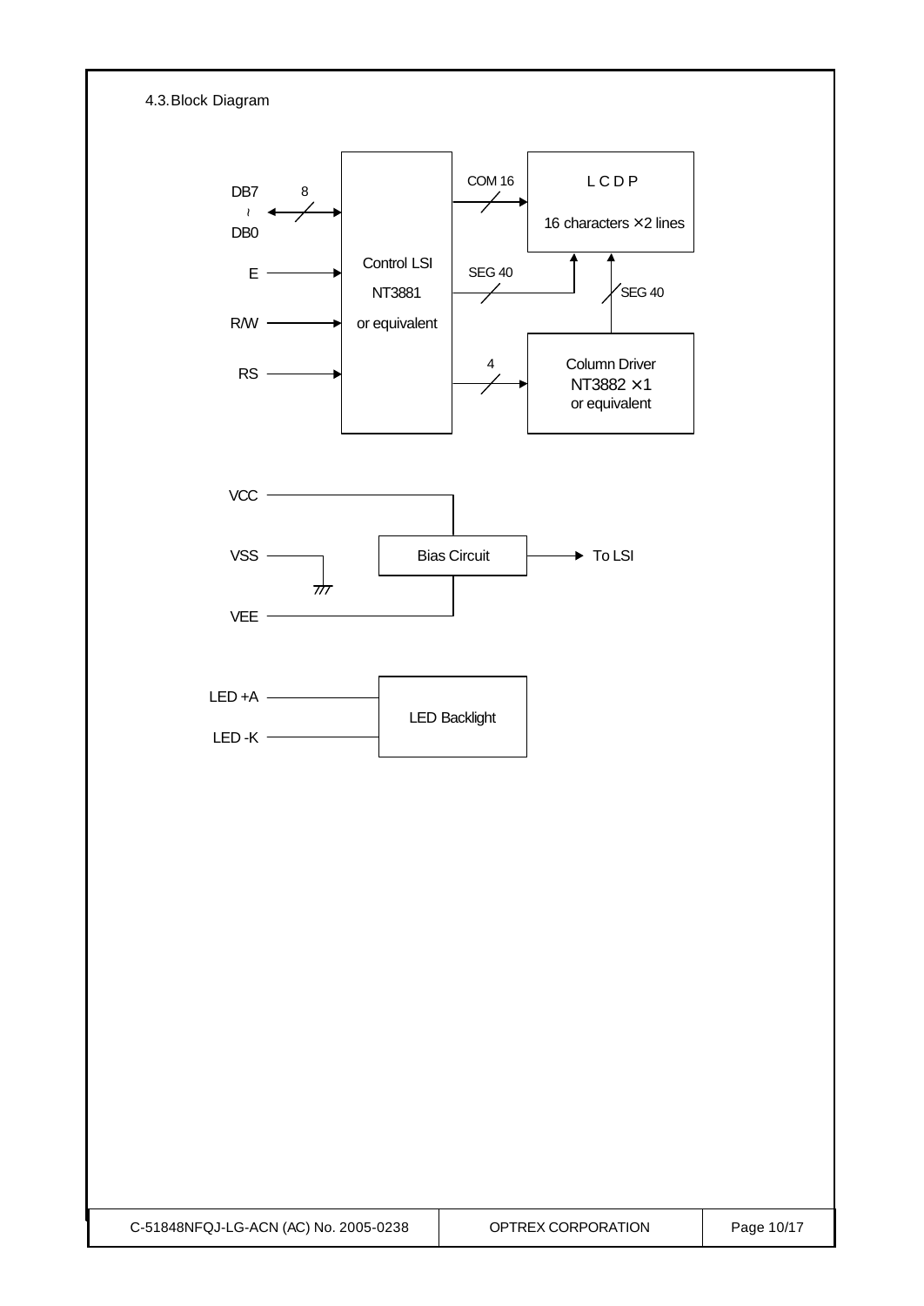## 4.3. Block Diagram

DB7 ~ DB0 (8) ↔ Control LSI NT3881 or equivalent

E → Control LSI

R/W → Control LSI

RS → Control LSI

Control LSI → COM 16 → LCDP (16 characters ×2 lines)

Control LSI → SEG 40 → LCDP

Control LSI → 4 → Column Driver NT3882 ×1 or equivalent

Column Driver → SEG 40 → LCDP

VCC, VSS, VEE → Bias Circuit → To LSI

LED +A, LED -K → LED Backlight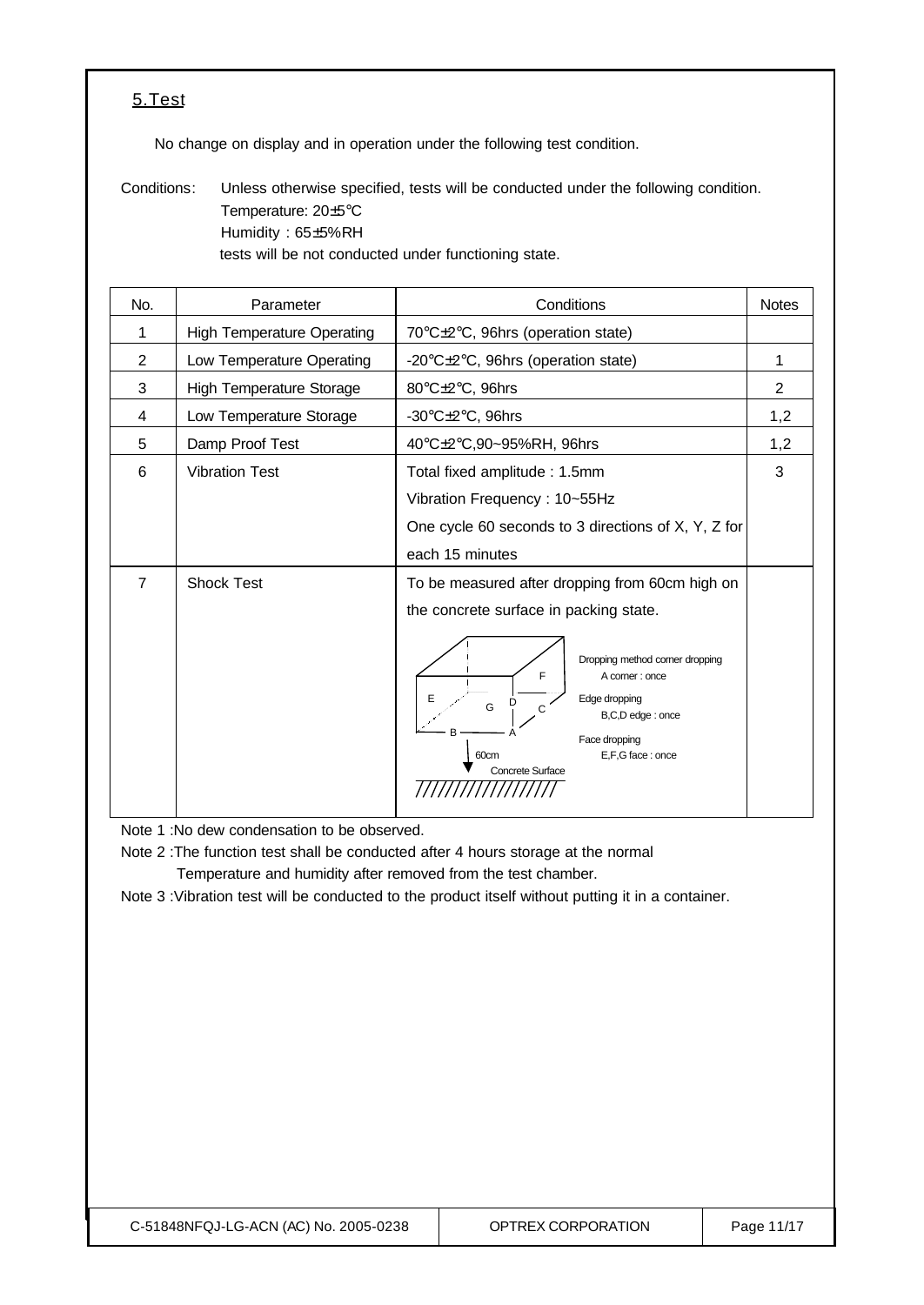## 5.Test

No change on display and in operation under the following test condition.

Conditions: Unless otherwise specified, tests will be conducted under the following condition.
Temperature: 20±5°C
Humidity : 65±5%RH
tests will be not conducted under functioning state.

| No. | Parameter | Conditions | Notes |
|---|---|---|---|
| 1 | High Temperature Operating | 70°C±2°C, 96hrs (operation state) | |
| 2 | Low Temperature Operating | -20°C±2°C, 96hrs (operation state) | 1 |
| 3 | High Temperature Storage | 80°C±2°C, 96hrs | 2 |
| 4 | Low Temperature Storage | -30°C±2°C, 96hrs | 1,2 |
| 5 | Damp Proof Test | 40°C±2°C,90~95%RH, 96hrs | 1,2 |
| 6 | Vibration Test | Total fixed amplitude : 1.5mm<br>Vibration Frequency : 10~55Hz<br>One cycle 60 seconds to 3 directions of X, Y, Z for each 15 minutes | 3 |
| 7 | Shock Test | To be measured after dropping from 60cm high on the concrete surface in packing state.<br>Dropping method corner dropping<br>A corner : once<br>Edge dropping<br>B,C,D edge : once<br>Face dropping<br>E,F,G face : once<br>60cm<br>Concrete Surface | |

Note 1 :No dew condensation to be observed.

Note 2 :The function test shall be conducted after 4 hours storage at the normal Temperature and humidity after removed from the test chamber.

Note 3 :Vibration test will be conducted to the product itself without putting it in a container.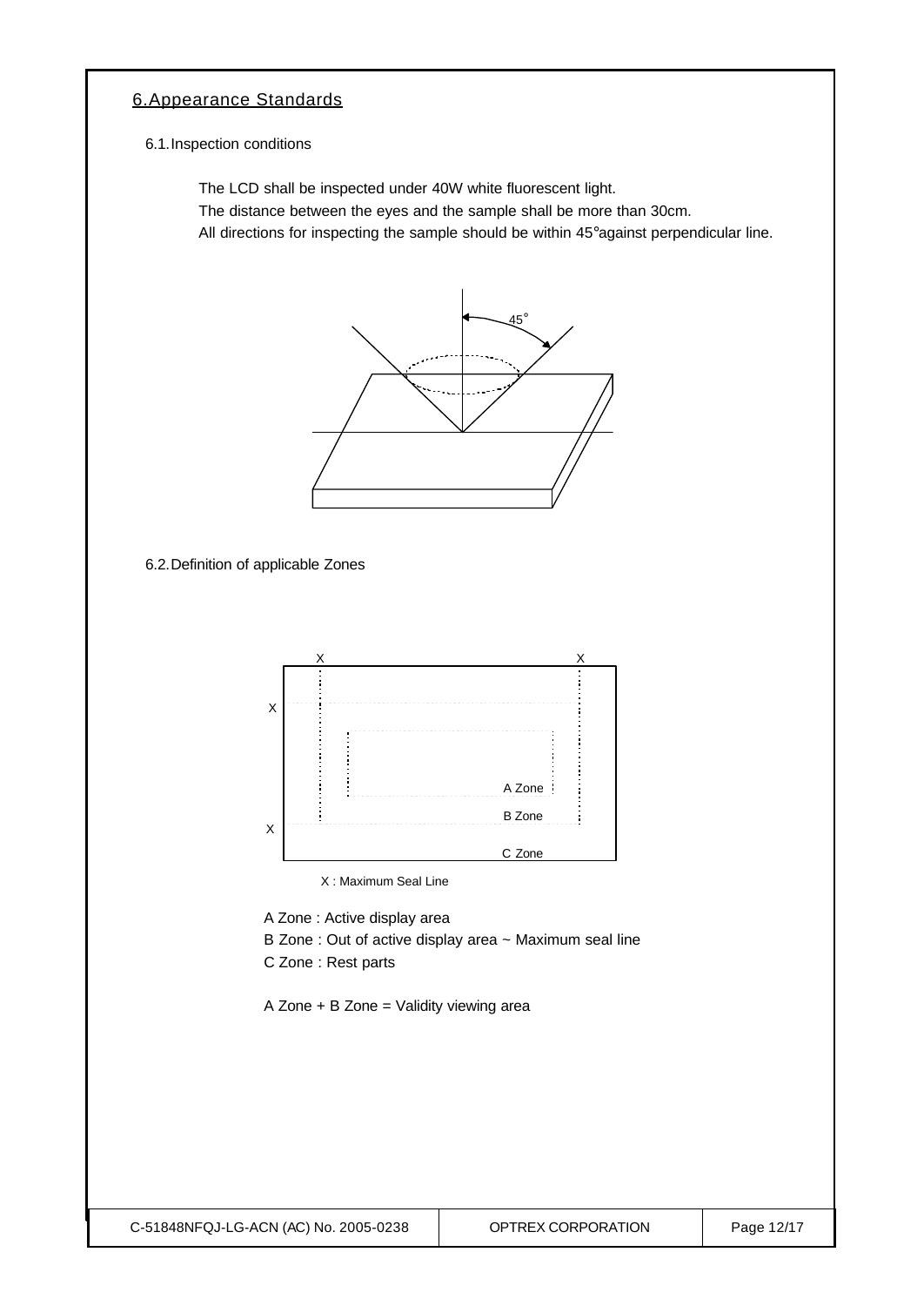## 6. Appearance Standards

### 6.1. Inspection conditions

The LCD shall be inspected under 40W white fluorescent light.
The distance between the eyes and the sample shall be more than 30cm.
All directions for inspecting the sample should be within 45° against perpendicular line.

### 6.2. Definition of applicable Zones

X : Maximum Seal Line

A Zone : Active display area
B Zone : Out of active display area ~ Maximum seal line
C Zone : Rest parts

A Zone + B Zone = Validity viewing area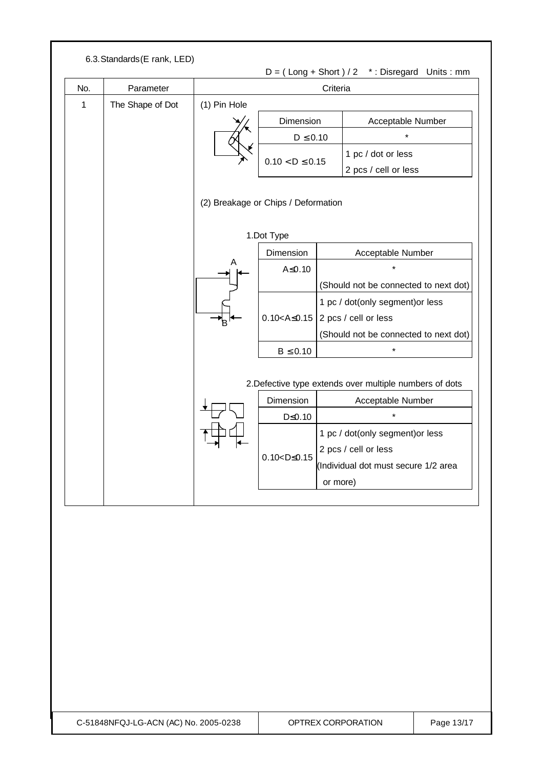### 6.3. Standards (E rank, LED)

D = ( Long + Short ) / 2 &nbsp;&nbsp; * : Disregard &nbsp;&nbsp; Units : mm

| No. | Parameter | Criteria |
|---|---|---|
| 1 | The Shape of Dot | (1) Pin Hole |

**(1) Pin Hole**

| Dimension | Acceptable Number |
|---|---|
| D ≤ 0.10 | * |
| 0.10 < D ≤ 0.15 | 1 pc / dot or less<br>2 pcs / cell or less |

**(2) Breakage or Chips / Deformation**

1.Dot Type

| Dimension | Acceptable Number |
|---|---|
| A≤0.10 | *<br>(Should not be connected to next dot) |
| 0.10<A≤0.15 | 1 pc / dot(only segment)or less<br>2 pcs / cell or less<br>(Should not be connected to next dot) |
| B ≤ 0.10 | * |

2.Defective type extends over multiple numbers of dots

| Dimension | Acceptable Number |
|---|---|
| D≤0.10 | * |
| 0.10<D≤0.15 | 1 pc / dot(only segment)or less<br>2 pcs / cell or less<br>(Individual dot must secure 1/2 area or more) |

C-51848NFQJ-LG-ACN (AC) No. 2005-0238 &nbsp;&nbsp; OPTREX CORPORATION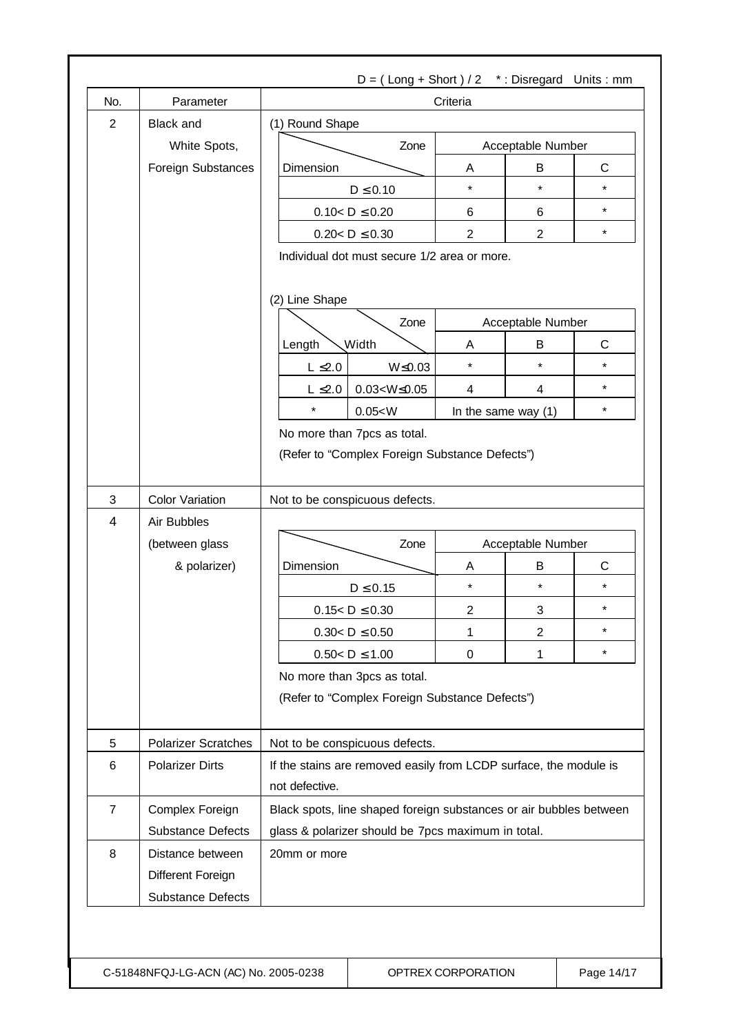D = ( Long + Short ) / 2 * : Disregard Units : mm

| No. | Parameter | Criteria |
|---|---|---|
| 2 | Black and White Spots, Foreign Substances | (1) Round Shape (see table below) |
| 3 | Color Variation | Not to be conspicuous defects. |
| 4 | Air Bubbles (between glass & polarizer) | (see table below) |
| 5 | Polarizer Scratches | Not to be conspicuous defects. |
| 6 | Polarizer Dirts | If the stains are removed easily from LCDP surface, the module is not defective. |
| 7 | Complex Foreign Substance Defects | Black spots, line shaped foreign substances or air bubbles between glass & polarizer should be 7pcs maximum in total. |
| 8 | Distance between Different Foreign Substance Defects | 20mm or more |

**No. 2 Black and White Spots, Foreign Substances**

(1) Round Shape

| Dimension \ Zone | Acceptable Number A | B | C |
|---|---|---|---|
| $D \leq 0.10$ | * | * | * |
| $0.10 < D \leq 0.20$ | 6 | 6 | * |
| $0.20 < D \leq 0.30$ | 2 | 2 | * |

Individual dot must secure 1/2 area or more.

(2) Line Shape

| Length | Width \ Zone | Acceptable Number A | B | C |
|---|---|---|---|---|
| $L \leq 2.0$ | $W \leq 0.03$ | * | * | * |
| $L \leq 2.0$ | $0.03 < W \leq 0.05$ | 4 | 4 | * |
| * | $0.05 < W$ | In the same way (1) | | * |

No more than 7pcs as total.

(Refer to “Complex Foreign Substance Defects”)

**No. 4 Air Bubbles (between glass & polarizer)**

| Dimension \ Zone | Acceptable Number A | B | C |
|---|---|---|---|
| $D \leq 0.15$ | * | * | * |
| $0.15 < D \leq 0.30$ | 2 | 3 | * |
| $0.30 < D \leq 0.50$ | 1 | 2 | * |
| $0.50 < D \leq 1.00$ | 0 | 1 | * |

No more than 3pcs as total.

(Refer to “Complex Foreign Substance Defects”)

C-51848NFQJ-LG-ACN (AC) No. 2005-0238 OPTREX CORPORATION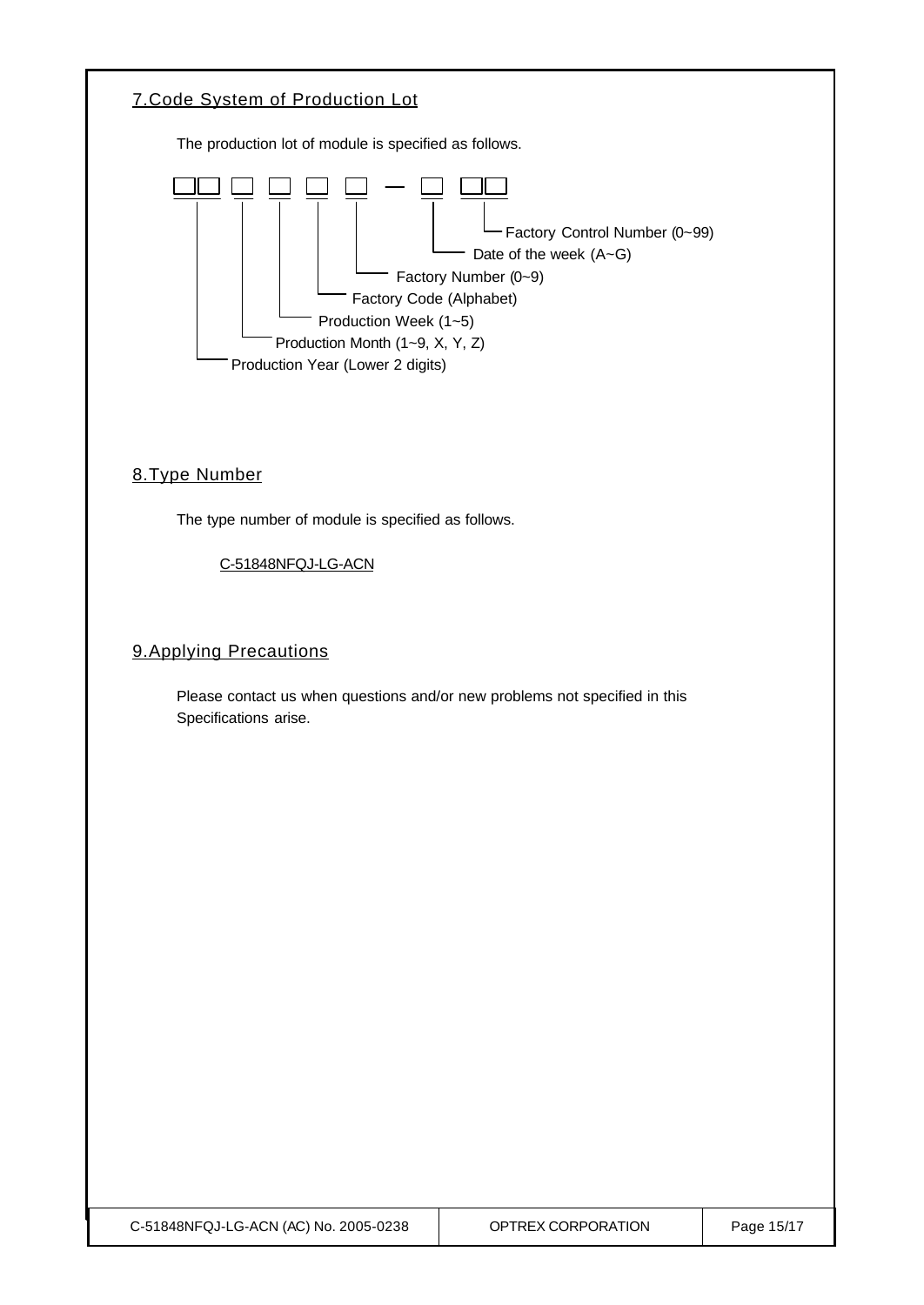## 7.Code System of Production Lot

The production lot of module is specified as follows.

```
□□ □ □ □ □ — □ □□
```

- Production Year (Lower 2 digits)
- Production Month (1~9, X, Y, Z)
- Production Week (1~5)
- Factory Code (Alphabet)
- Factory Number (0~9)
- Date of the week (A~G)
- Factory Control Number (0~99)

## 8.Type Number

The type number of module is specified as follows.

C-51848NFQJ-LG-ACN

## 9.Applying Precautions

Please contact us when questions and/or new problems not specified in this Specifications arise.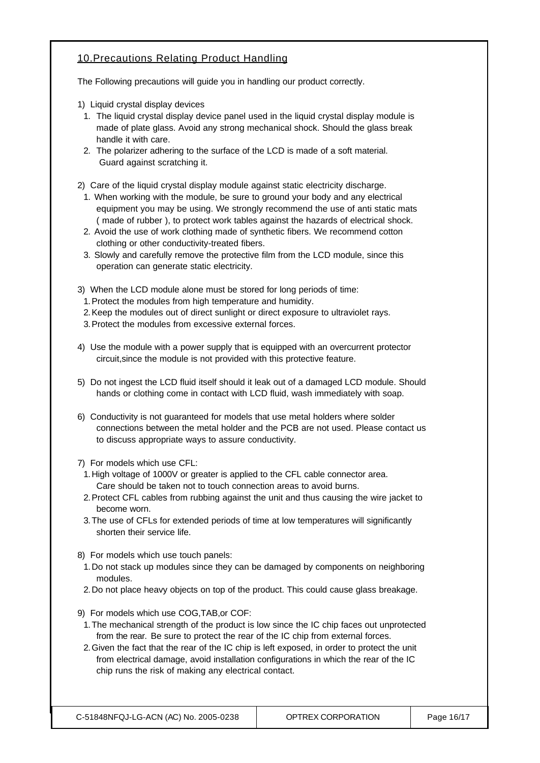## 10.Precautions Relating Product Handling

The Following precautions will guide you in handling our product correctly.

1) Liquid crystal display devices
   1. The liquid crystal display device panel used in the liquid crystal display module is made of plate glass. Avoid any strong mechanical shock. Should the glass break handle it with care.
   2. The polarizer adhering to the surface of the LCD is made of a soft material. Guard against scratching it.

2) Care of the liquid crystal display module against static electricity discharge.
   1. When working with the module, be sure to ground your body and any electrical equipment you may be using. We strongly recommend the use of anti static mats ( made of rubber ), to protect work tables against the hazards of electrical shock.
   2. Avoid the use of work clothing made of synthetic fibers. We recommend cotton clothing or other conductivity-treated fibers.
   3. Slowly and carefully remove the protective film from the LCD module, since this operation can generate static electricity.

3) When the LCD module alone must be stored for long periods of time:
   1. Protect the modules from high temperature and humidity.
   2. Keep the modules out of direct sunlight or direct exposure to ultraviolet rays.
   3. Protect the modules from excessive external forces.

4) Use the module with a power supply that is equipped with an overcurrent protector circuit,since the module is not provided with this protective feature.

5) Do not ingest the LCD fluid itself should it leak out of a damaged LCD module. Should hands or clothing come in contact with LCD fluid, wash immediately with soap.

6) Conductivity is not guaranteed for models that use metal holders where solder connections between the metal holder and the PCB are not used. Please contact us to discuss appropriate ways to assure conductivity.

7) For models which use CFL:
   1. High voltage of 1000V or greater is applied to the CFL cable connector area. Care should be taken not to touch connection areas to avoid burns.
   2. Protect CFL cables from rubbing against the unit and thus causing the wire jacket to become worn.
   3. The use of CFLs for extended periods of time at low temperatures will significantly shorten their service life.

8) For models which use touch panels:
   1. Do not stack up modules since they can be damaged by components on neighboring modules.
   2. Do not place heavy objects on top of the product. This could cause glass breakage.

9) For models which use COG,TAB,or COF:
   1. The mechanical strength of the product is low since the IC chip faces out unprotected from the rear. Be sure to protect the rear of the IC chip from external forces.
   2. Given the fact that the rear of the IC chip is left exposed, in order to protect the unit from electrical damage, avoid installation configurations in which the rear of the IC chip runs the risk of making any electrical contact.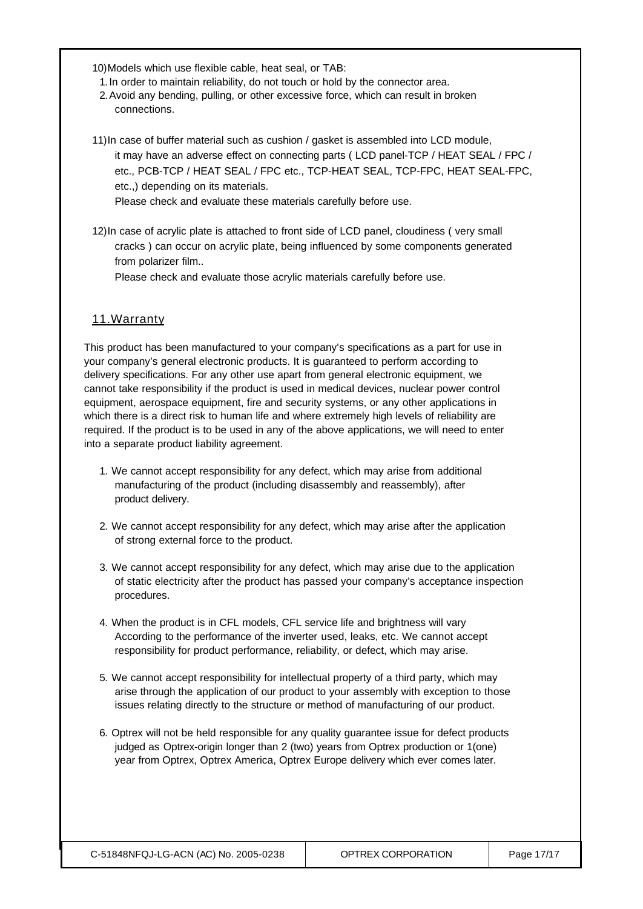10) Models which use flexible cable, heat seal, or TAB:
  1. In order to maintain reliability, do not touch or hold by the connector area.
  2. Avoid any bending, pulling, or other excessive force, which can result in broken connections.

11) In case of buffer material such as cushion / gasket is assembled into LCD module, it may have an adverse effect on connecting parts ( LCD panel-TCP / HEAT SEAL / FPC / etc., PCB-TCP / HEAT SEAL / FPC etc., TCP-HEAT SEAL, TCP-FPC, HEAT SEAL-FPC, etc.,) depending on its materials.
Please check and evaluate these materials carefully before use.

12) In case of acrylic plate is attached to front side of LCD panel, cloudiness ( very small cracks ) can occur on acrylic plate, being influenced by some components generated from polarizer film..
Please check and evaluate those acrylic materials carefully before use.

## 11.Warranty

This product has been manufactured to your company's specifications as a part for use in your company's general electronic products. It is guaranteed to perform according to delivery specifications. For any other use apart from general electronic equipment, we cannot take responsibility if the product is used in medical devices, nuclear power control equipment, aerospace equipment, fire and security systems, or any other applications in which there is a direct risk to human life and where extremely high levels of reliability are required. If the product is to be used in any of the above applications, we will need to enter into a separate product liability agreement.

1. We cannot accept responsibility for any defect, which may arise from additional manufacturing of the product (including disassembly and reassembly), after product delivery.

2. We cannot accept responsibility for any defect, which may arise after the application of strong external force to the product.

3. We cannot accept responsibility for any defect, which may arise due to the application of static electricity after the product has passed your company's acceptance inspection procedures.

4. When the product is in CFL models, CFL service life and brightness will vary According to the performance of the inverter used, leaks, etc. We cannot accept responsibility for product performance, reliability, or defect, which may arise.

5. We cannot accept responsibility for intellectual property of a third party, which may arise through the application of our product to your assembly with exception to those issues relating directly to the structure or method of manufacturing of our product.

6. Optrex will not be held responsible for any quality guarantee issue for defect products judged as Optrex-origin longer than 2 (two) years from Optrex production or 1(one) year from Optrex, Optrex America, Optrex Europe delivery which ever comes later.